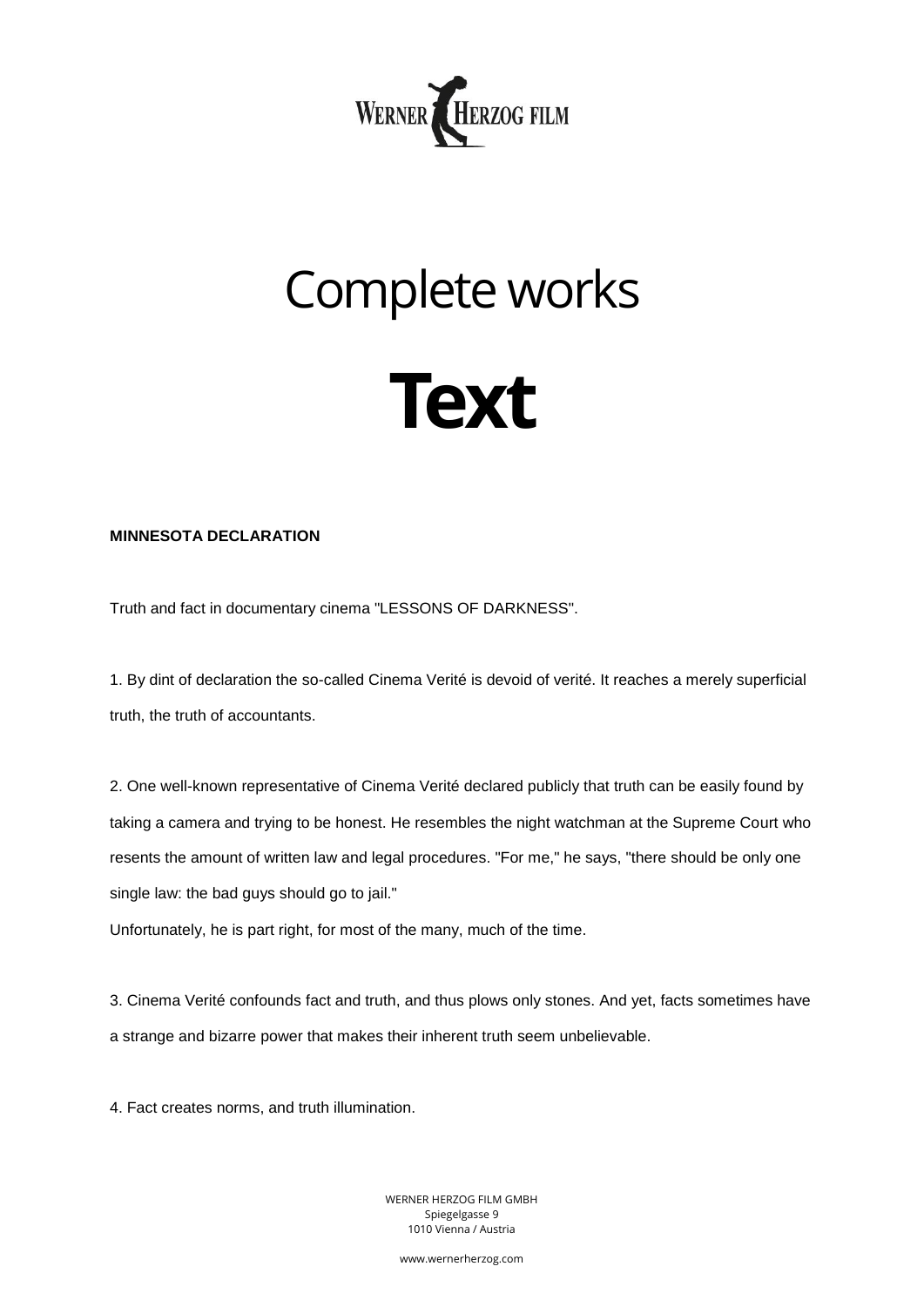# Complete works

# Text

**MINNESOTA DECLARATION**

Truth and fact in documentary cinema "LESSONS OF DARKNESS".

1. By dint of declaration the so-called Cinema Verité is devoid of verité. It reaches a merely superficial truth, the truth of accountants.

2. One well-known representative of Cinema Verité declared publicly that truth can be easily found by taking a camera and trying to be honest. He resembles the night watchman at the Supreme Court who resents the amount of written law and legal procedures. "For me," he says, "there should be only one single law: the bad guys should go to jail."
Unfortunately, he is part right, for most of the many, much of the time.

3. Cinema Verité confounds fact and truth, and thus plows only stones. And yet, facts sometimes have a strange and bizarre power that makes their inherent truth seem unbelievable.

4. Fact creates norms, and truth illumination.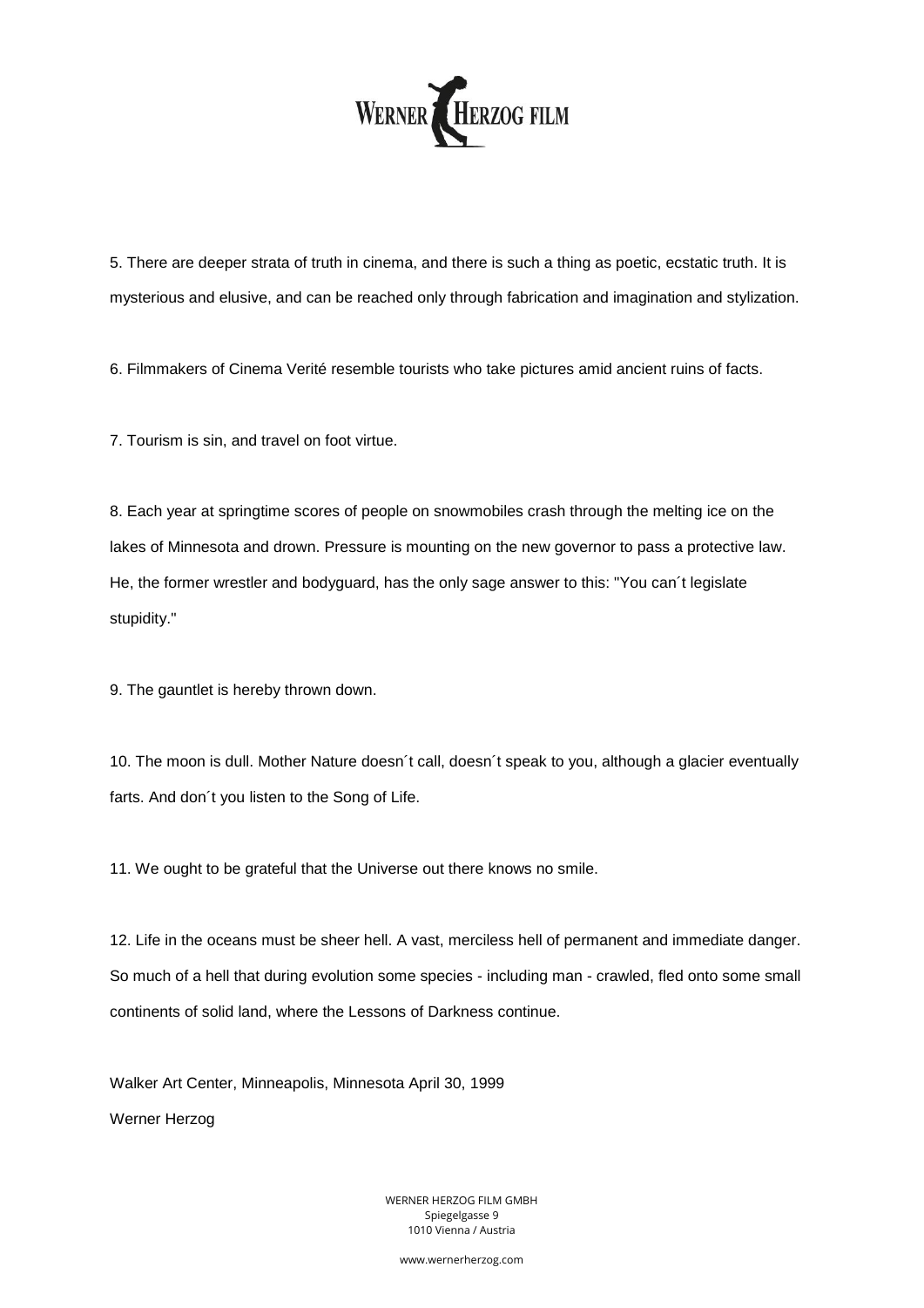5. There are deeper strata of truth in cinema, and there is such a thing as poetic, ecstatic truth. It is mysterious and elusive, and can be reached only through fabrication and imagination and stylization.

6. Filmmakers of Cinema Verité resemble tourists who take pictures amid ancient ruins of facts.

7. Tourism is sin, and travel on foot virtue.

8. Each year at springtime scores of people on snowmobiles crash through the melting ice on the lakes of Minnesota and drown. Pressure is mounting on the new governor to pass a protective law. He, the former wrestler and bodyguard, has the only sage answer to this: "You can´t legislate stupidity."

9. The gauntlet is hereby thrown down.

10. The moon is dull. Mother Nature doesn´t call, doesn´t speak to you, although a glacier eventually farts. And don´t you listen to the Song of Life.

11. We ought to be grateful that the Universe out there knows no smile.

12. Life in the oceans must be sheer hell. A vast, merciless hell of permanent and immediate danger. So much of a hell that during evolution some species - including man - crawled, fled onto some small continents of solid land, where the Lessons of Darkness continue.

Walker Art Center, Minneapolis, Minnesota April 30, 1999

Werner Herzog